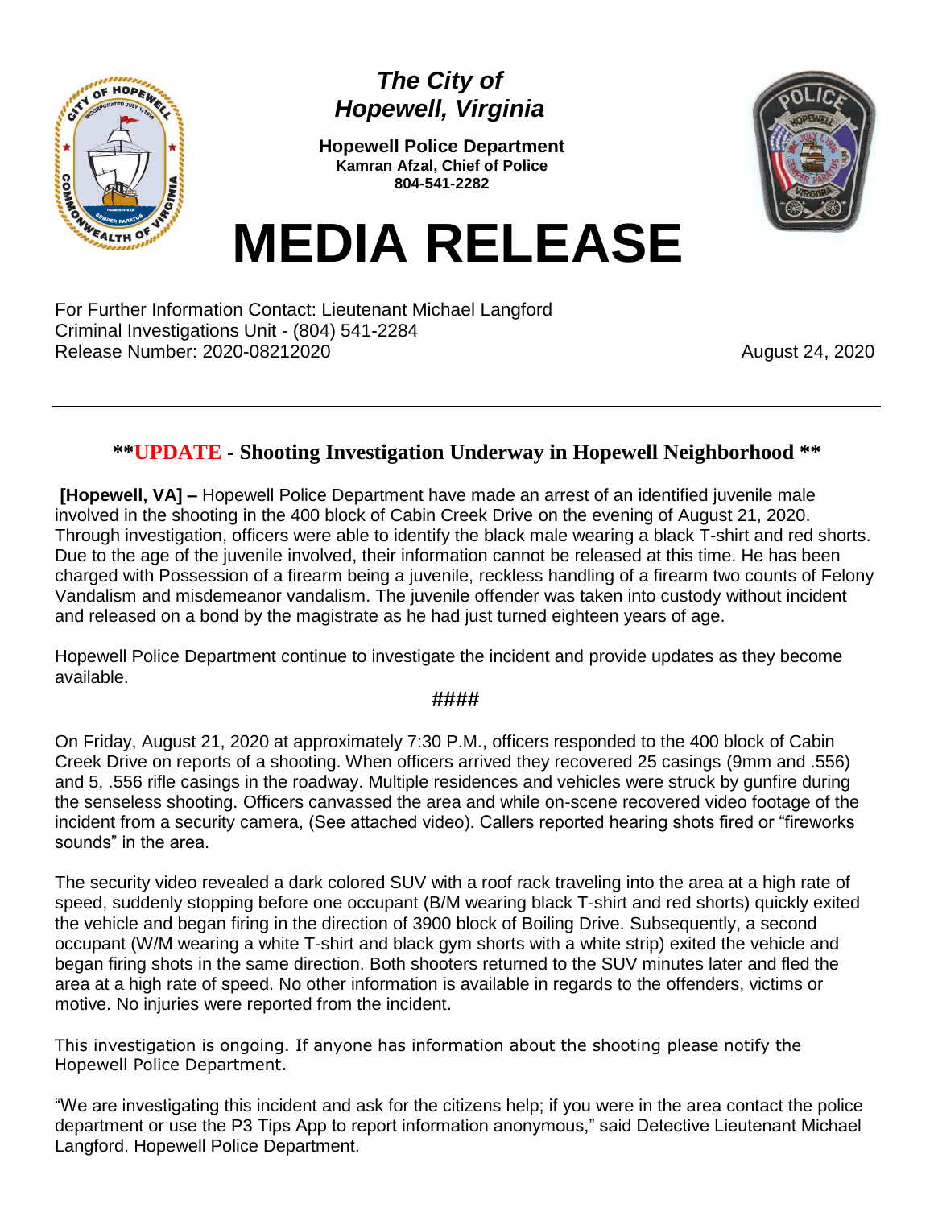***The City of Hopewell, Virginia***

**Hopewell Police Department**
**Kamran Afzal, Chief of Police**
**804-541-2282**

# MEDIA RELEASE

For Further Information Contact: Lieutenant Michael Langford
Criminal Investigations Unit - (804) 541-2284
Release Number: 2020-08212020

August 24, 2020

---

## \*\*UPDATE - Shooting Investigation Underway in Hopewell Neighborhood \*\*

**[Hopewell, VA] –** Hopewell Police Department have made an arrest of an identified juvenile male involved in the shooting in the 400 block of Cabin Creek Drive on the evening of August 21, 2020. Through investigation, officers were able to identify the black male wearing a black T-shirt and red shorts. Due to the age of the juvenile involved, their information cannot be released at this time. He has been charged with Possession of a firearm being a juvenile, reckless handling of a firearm two counts of Felony Vandalism and misdemeanor vandalism. The juvenile offender was taken into custody without incident and released on a bond by the magistrate as he had just turned eighteen years of age.

Hopewell Police Department continue to investigate the incident and provide updates as they become available.

**####**

On Friday, August 21, 2020 at approximately 7:30 P.M., officers responded to the 400 block of Cabin Creek Drive on reports of a shooting. When officers arrived they recovered 25 casings (9mm and .556) and 5, .556 rifle casings in the roadway. Multiple residences and vehicles were struck by gunfire during the senseless shooting. Officers canvassed the area and while on-scene recovered video footage of the incident from a security camera, (See attached video). Callers reported hearing shots fired or "fireworks sounds" in the area.

The security video revealed a dark colored SUV with a roof rack traveling into the area at a high rate of speed, suddenly stopping before one occupant (B/M wearing black T-shirt and red shorts) quickly exited the vehicle and began firing in the direction of 3900 block of Boiling Drive. Subsequently, a second occupant (W/M wearing a white T-shirt and black gym shorts with a white strip) exited the vehicle and began firing shots in the same direction. Both shooters returned to the SUV minutes later and fled the area at a high rate of speed. No other information is available in regards to the offenders, victims or motive. No injuries were reported from the incident.

This investigation is ongoing. If anyone has information about the shooting please notify the Hopewell Police Department.

"We are investigating this incident and ask for the citizens help; if you were in the area contact the police department or use the P3 Tips App to report information anonymous," said Detective Lieutenant Michael Langford. Hopewell Police Department.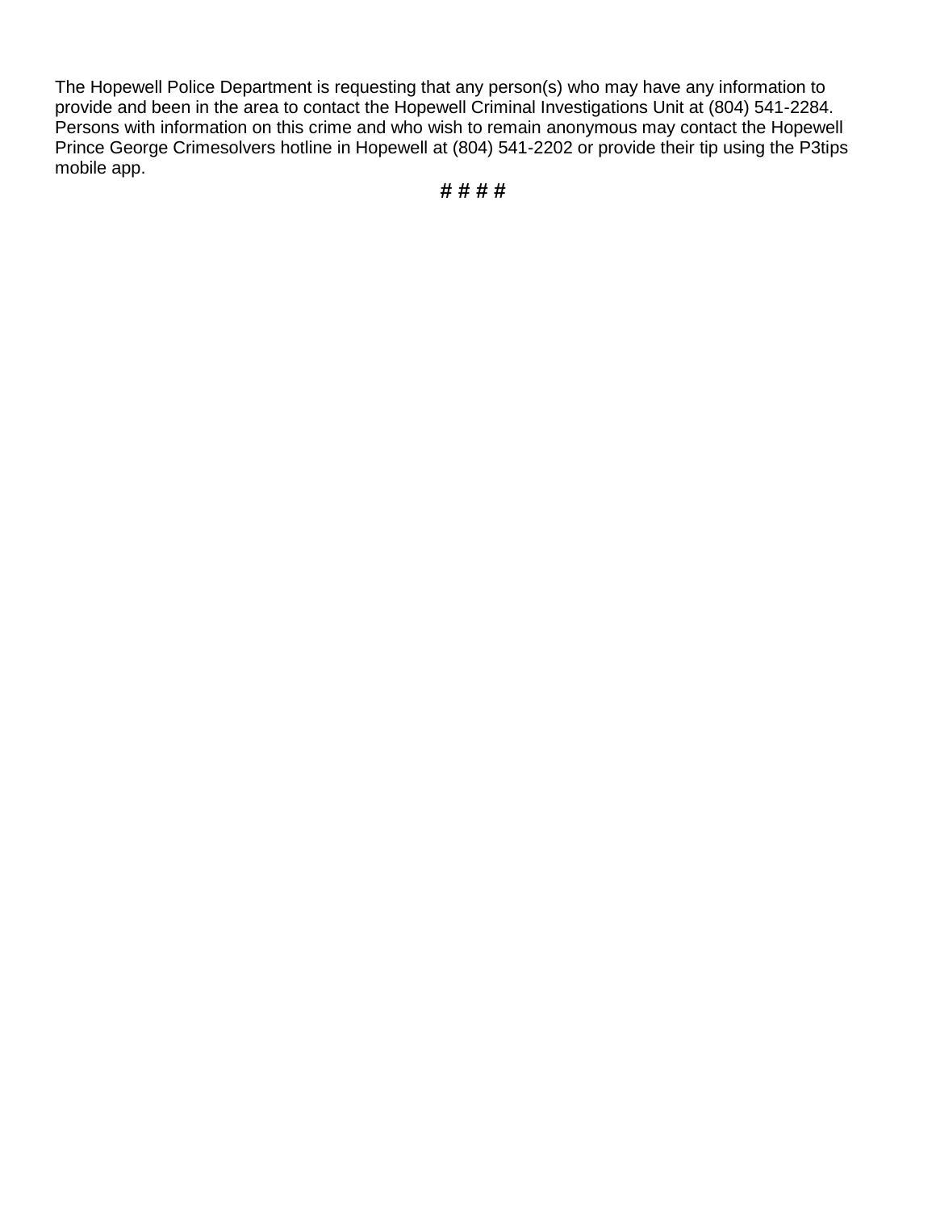The Hopewell Police Department is requesting that any person(s) who may have any information to provide and been in the area to contact the Hopewell Criminal Investigations Unit at (804) 541-2284. Persons with information on this crime and who wish to remain anonymous may contact the Hopewell Prince George Crimesolvers hotline in Hopewell at (804) 541-2202 or provide their tip using the P3tips mobile app.

# # # #